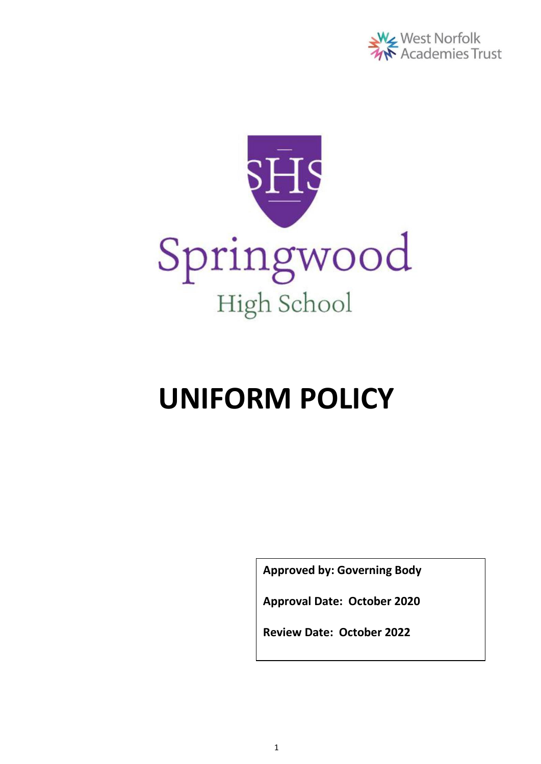West Norfolk Academies Trust

Springwood High School

# UNIFORM POLICY

**Approved by: Governing Body**

**Approval Date: October 2020**

**Review Date: October 2022**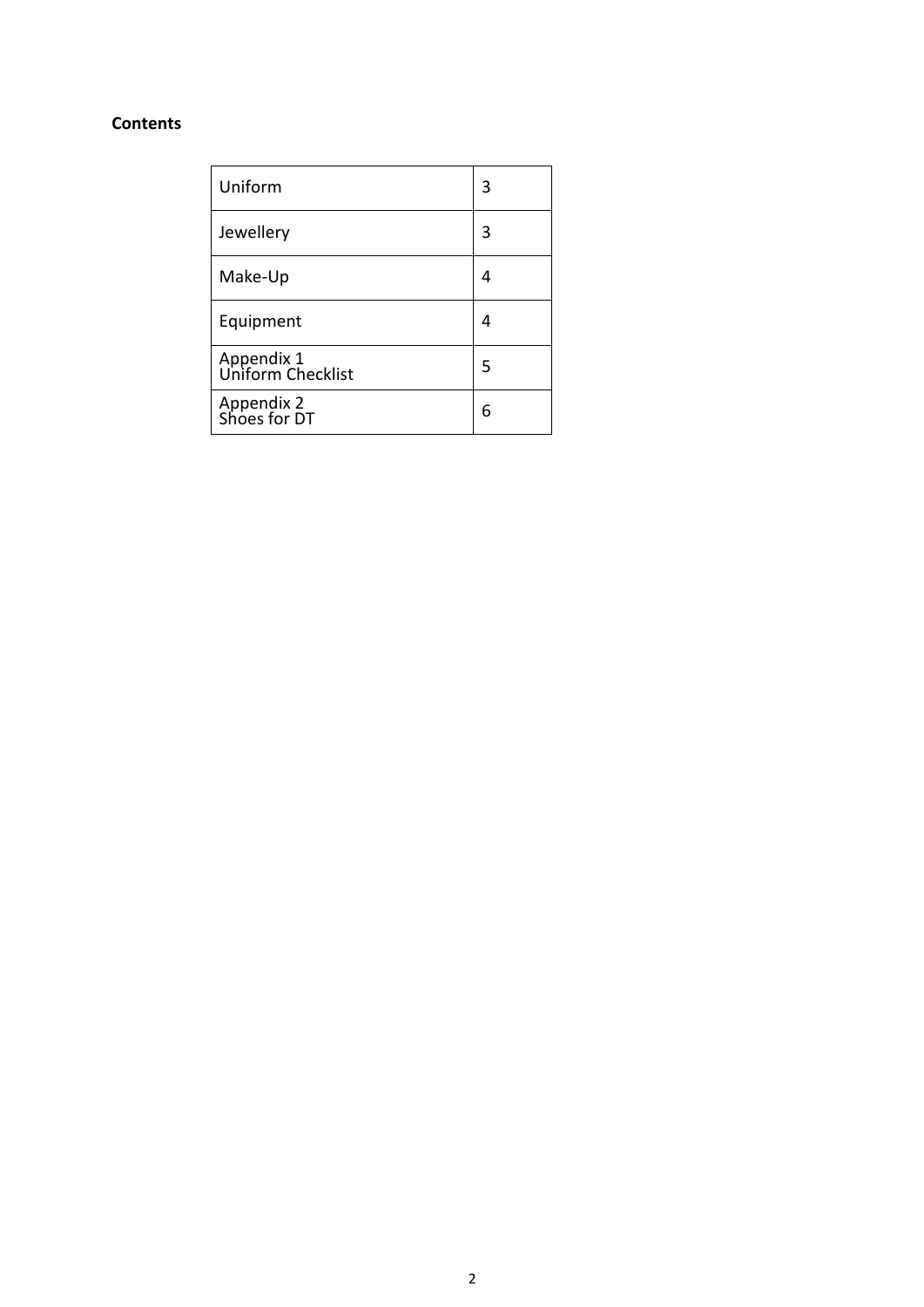**Contents**

| | |
|---|---|
| Uniform | 3 |
| Jewellery | 3 |
| Make-Up | 4 |
| Equipment | 4 |
| Appendix 1 Uniform Checklist | 5 |
| Appendix 2 Shoes for DT | 6 |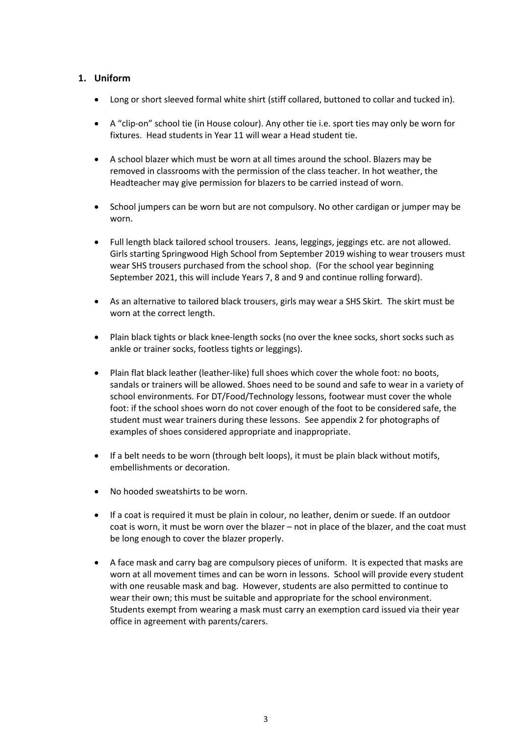## 1. Uniform

- Long or short sleeved formal white shirt (stiff collared, buttoned to collar and tucked in).
- A "clip-on" school tie (in House colour). Any other tie i.e. sport ties may only be worn for fixtures. Head students in Year 11 will wear a Head student tie.
- A school blazer which must be worn at all times around the school. Blazers may be removed in classrooms with the permission of the class teacher. In hot weather, the Headteacher may give permission for blazers to be carried instead of worn.
- School jumpers can be worn but are not compulsory. No other cardigan or jumper may be worn.
- Full length black tailored school trousers. Jeans, leggings, jeggings etc. are not allowed. Girls starting Springwood High School from September 2019 wishing to wear trousers must wear SHS trousers purchased from the school shop. (For the school year beginning September 2021, this will include Years 7, 8 and 9 and continue rolling forward).
- As an alternative to tailored black trousers, girls may wear a SHS Skirt. The skirt must be worn at the correct length.
- Plain black tights or black knee-length socks (no over the knee socks, short socks such as ankle or trainer socks, footless tights or leggings).
- Plain flat black leather (leather-like) full shoes which cover the whole foot: no boots, sandals or trainers will be allowed. Shoes need to be sound and safe to wear in a variety of school environments. For DT/Food/Technology lessons, footwear must cover the whole foot: if the school shoes worn do not cover enough of the foot to be considered safe, the student must wear trainers during these lessons. See appendix 2 for photographs of examples of shoes considered appropriate and inappropriate.
- If a belt needs to be worn (through belt loops), it must be plain black without motifs, embellishments or decoration.
- No hooded sweatshirts to be worn.
- If a coat is required it must be plain in colour, no leather, denim or suede. If an outdoor coat is worn, it must be worn over the blazer – not in place of the blazer, and the coat must be long enough to cover the blazer properly.
- A face mask and carry bag are compulsory pieces of uniform. It is expected that masks are worn at all movement times and can be worn in lessons. School will provide every student with one reusable mask and bag. However, students are also permitted to continue to wear their own; this must be suitable and appropriate for the school environment. Students exempt from wearing a mask must carry an exemption card issued via their year office in agreement with parents/carers.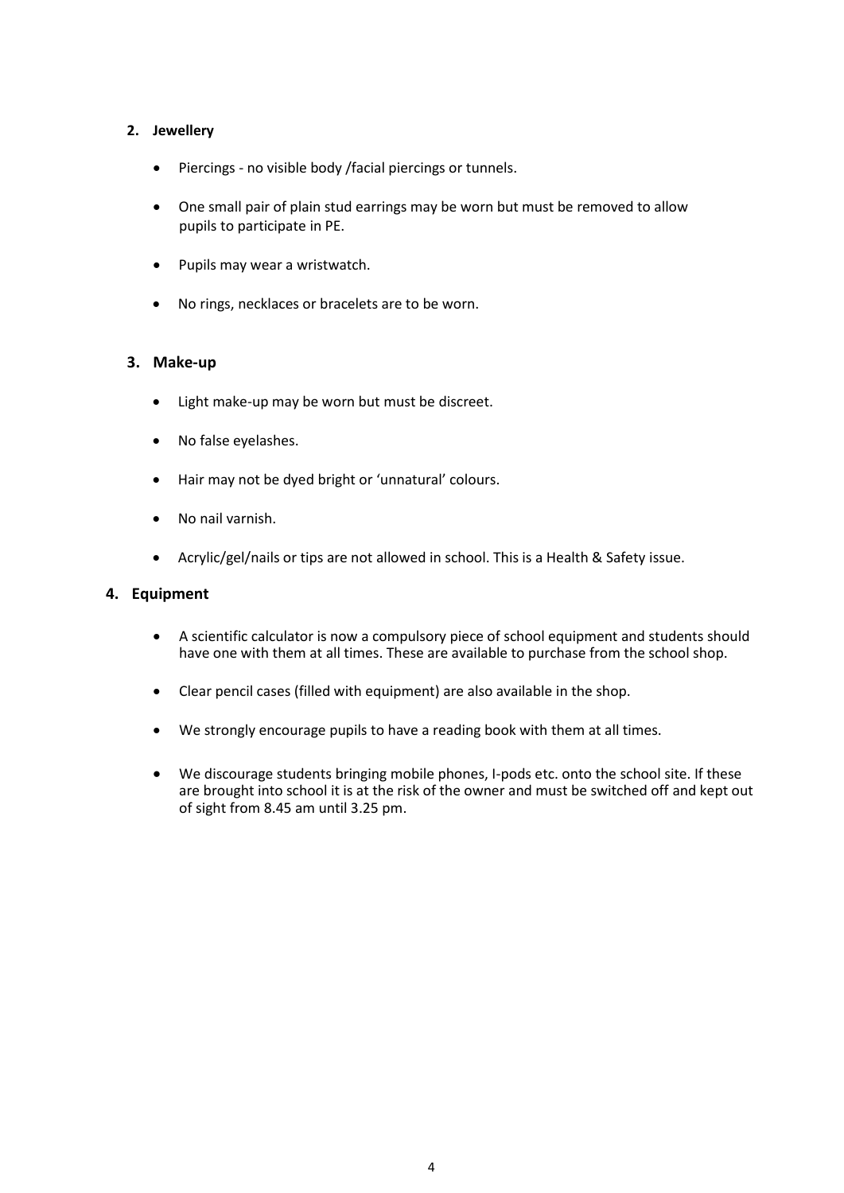## 2. Jewellery

- Piercings - no visible body /facial piercings or tunnels.
- One small pair of plain stud earrings may be worn but must be removed to allow pupils to participate in PE.
- Pupils may wear a wristwatch.
- No rings, necklaces or bracelets are to be worn.

## 3. Make-up

- Light make-up may be worn but must be discreet.
- No false eyelashes.
- Hair may not be dyed bright or 'unnatural' colours.
- No nail varnish.
- Acrylic/gel/nails or tips are not allowed in school. This is a Health & Safety issue.

## 4. Equipment

- A scientific calculator is now a compulsory piece of school equipment and students should have one with them at all times. These are available to purchase from the school shop.
- Clear pencil cases (filled with equipment) are also available in the shop.
- We strongly encourage pupils to have a reading book with them at all times.
- We discourage students bringing mobile phones, I-pods etc. onto the school site. If these are brought into school it is at the risk of the owner and must be switched off and kept out of sight from 8.45 am until 3.25 pm.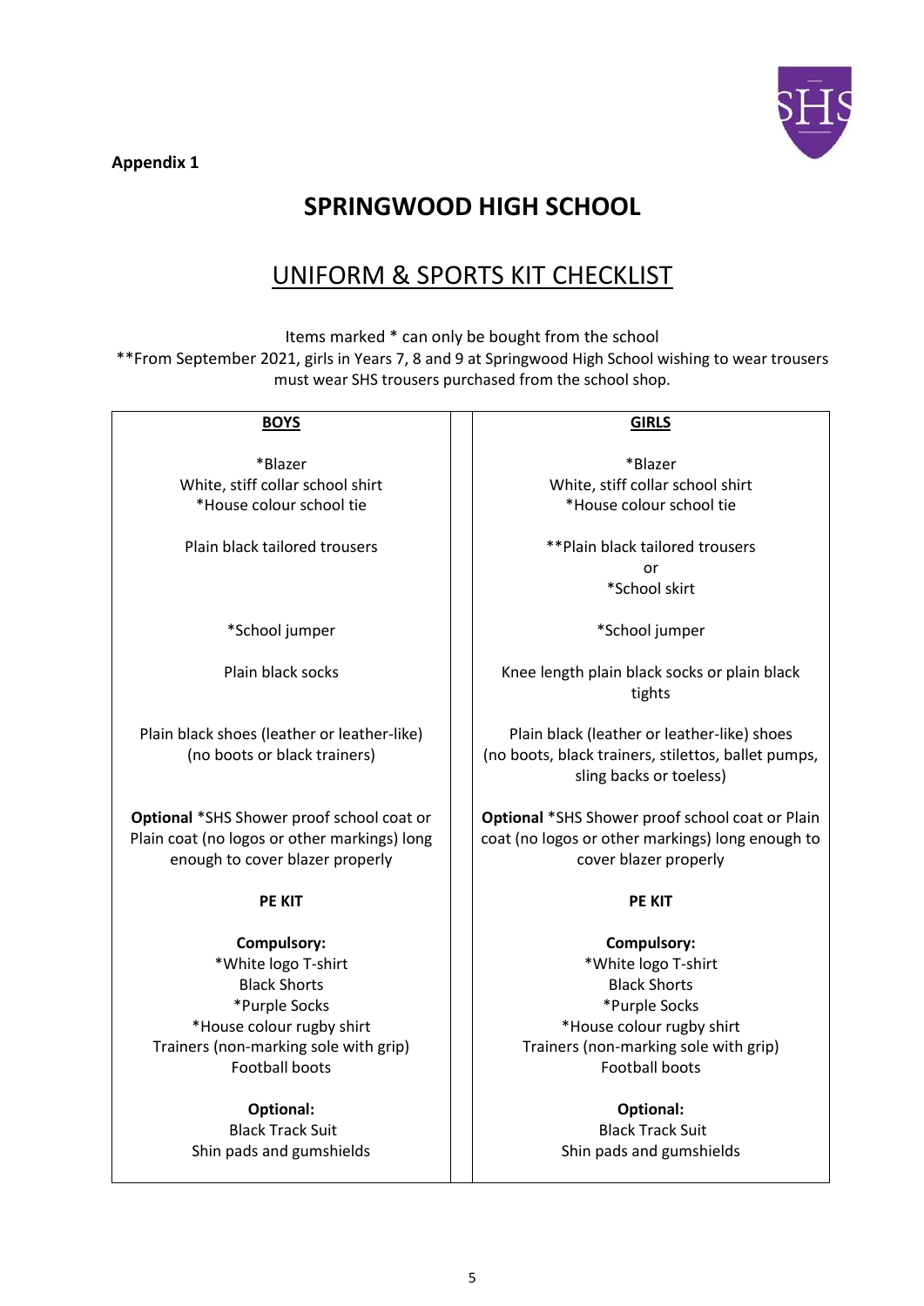**Appendix 1**

# SPRINGWOOD HIGH SCHOOL

## UNIFORM & SPORTS KIT CHECKLIST

Items marked * can only be bought from the school
**From September 2021, girls in Years 7, 8 and 9 at Springwood High School wishing to wear trousers must wear SHS trousers purchased from the school shop.

| BOYS | GIRLS |
|---|---|
| *Blazer<br>White, stiff collar school shirt<br>*House colour school tie | *Blazer<br>White, stiff collar school shirt<br>*House colour school tie |
| Plain black tailored trousers | **Plain black tailored trousers<br>or<br>*School skirt |
| *School jumper | *School jumper |
| Plain black socks | Knee length plain black socks or plain black tights |
| Plain black shoes (leather or leather-like)<br>(no boots or black trainers) | Plain black (leather or leather-like) shoes<br>(no boots, black trainers, stilettos, ballet pumps, sling backs or toeless) |
| **Optional** *SHS Shower proof school coat or Plain coat (no logos or other markings) long enough to cover blazer properly | **Optional** *SHS Shower proof school coat or Plain coat (no logos or other markings) long enough to cover blazer properly |
| **PE KIT** | **PE KIT** |
| **Compulsory:**<br>*White logo T-shirt<br>Black Shorts<br>*Purple Socks<br>*House colour rugby shirt<br>Trainers (non-marking sole with grip)<br>Football boots | **Compulsory:**<br>*White logo T-shirt<br>Black Shorts<br>*Purple Socks<br>*House colour rugby shirt<br>Trainers (non-marking sole with grip)<br>Football boots |
| **Optional:**<br>Black Track Suit<br>Shin pads and gumshields | **Optional:**<br>Black Track Suit<br>Shin pads and gumshields |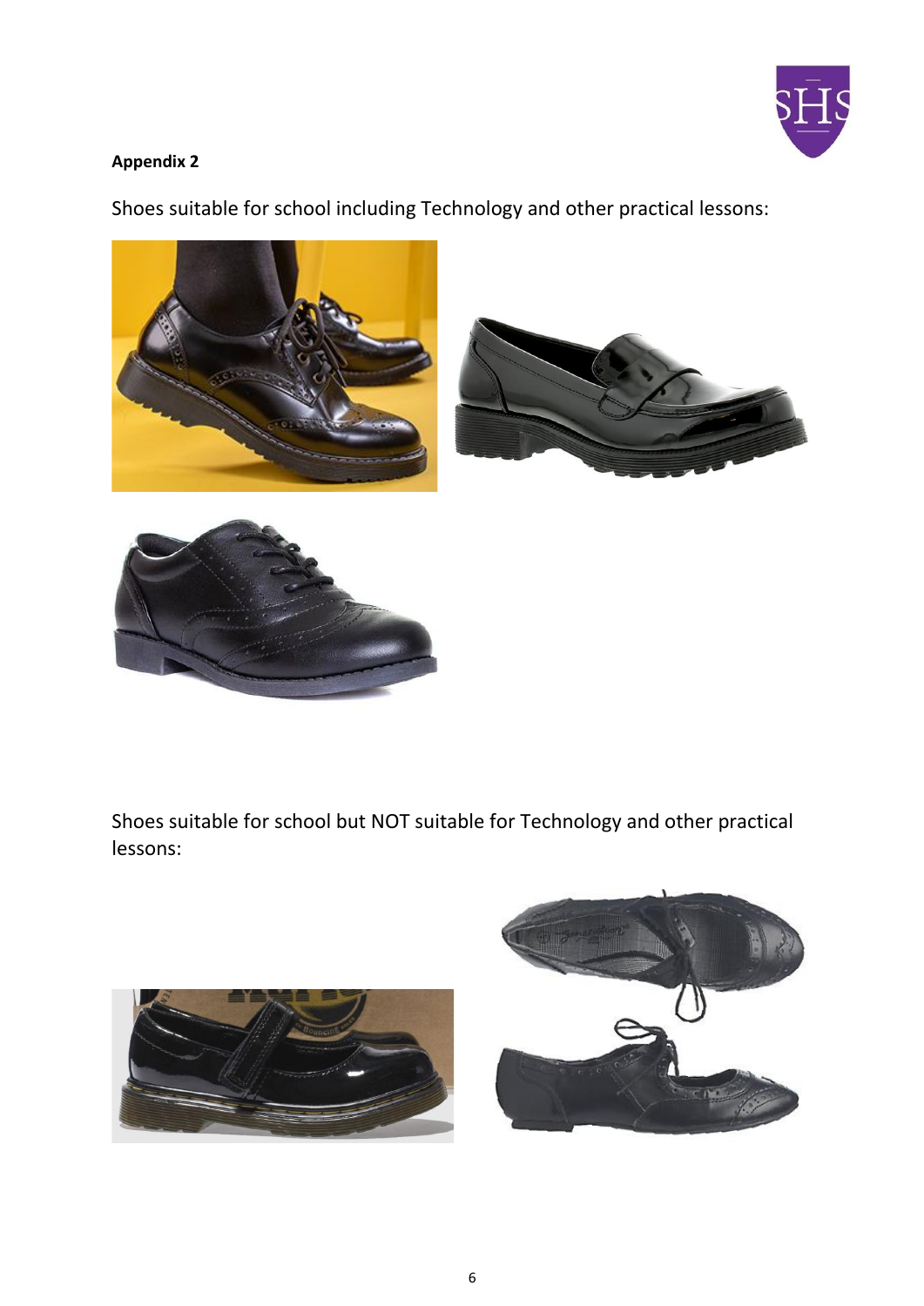**Appendix 2**

Shoes suitable for school including Technology and other practical lessons:

Shoes suitable for school but NOT suitable for Technology and other practical lessons: